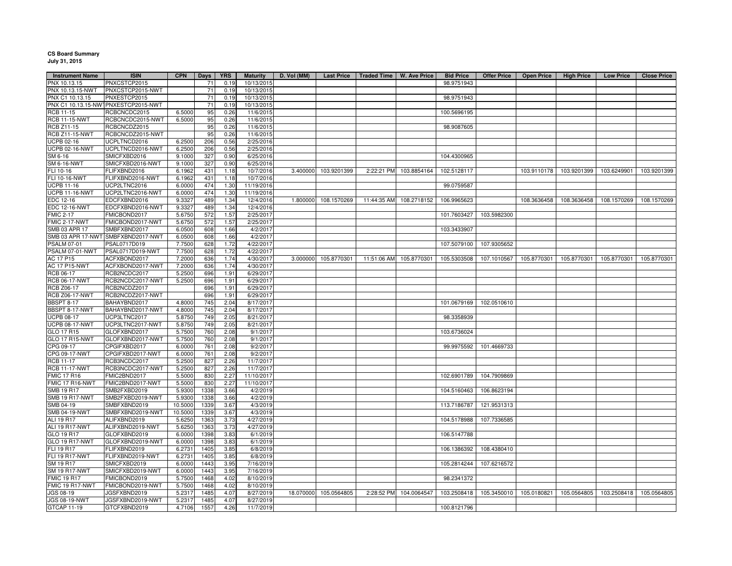**CS Board Summary**
**July 31, 2015**

| Instrument Name | ISIN | CPN | Days | YRS | Maturity | D. Vol (MM) | Last Price | Traded Time | W. Ave Price | Bid Price | Offer Price | Open Price | High Price | Low Price | Close Price |
|---|---|---|---|---|---|---|---|---|---|---|---|---|---|---|---|
| PNX 10.13.15 | PNXCSTCP2015 | | 71 | 0.19 | 10/13/2015 | | | | | 98.9751943 | | | | | |
| PNX 10.13.15-NWT | PNXCSTCP2015-NWT | | 71 | 0.19 | 10/13/2015 | | | | | | | | | | |
| PNX C1 10.13.15 | PNXESTCP2015 | | 71 | 0.19 | 10/13/2015 | | | | | 98.9751943 | | | | | |
| PNX C1 10.13.15-NWT | PNXESTCP2015-NWT | | 71 | 0.19 | 10/13/2015 | | | | | | | | | | |
| RCB 11-15 | RCBCNCDC2015 | 6.5000 | 95 | 0.26 | 11/6/2015 | | | | | 100.5696195 | | | | | |
| RCB 11-15-NWT | RCBCNCDC2015-NWT | 6.5000 | 95 | 0.26 | 11/6/2015 | | | | | | | | | | |
| RCB Z11-15 | RCBCNCDZ2015 | | 95 | 0.26 | 11/6/2015 | | | | | 98.9087605 | | | | | |
| RCB Z11-15-NWT | RCBCNCDZ2015-NWT | | 95 | 0.26 | 11/6/2015 | | | | | | | | | | |
| UCPB 02-16 | UCPLTNCD2016 | 6.2500 | 206 | 0.56 | 2/25/2016 | | | | | | | | | | |
| UCPB 02-16-NWT | UCPLTNCD2016-NWT | 6.2500 | 206 | 0.56 | 2/25/2016 | | | | | | | | | | |
| SM 6-16 | SMICFXBD2016 | 9.1000 | 327 | 0.90 | 6/25/2016 | | | | | 104.4300965 | | | | | |
| SM 6-16-NWT | SMICFXBD2016-NWT | 9.1000 | 327 | 0.90 | 6/25/2016 | | | | | | | | | | |
| FLI 10-16 | FLIFXBND2016 | 6.1962 | 431 | 1.18 | 10/7/2016 | 3.400000 | 103.9201399 | 2:22:21 PM | 103.8854164 | 102.5128117 | | 103.9110178 | 103.9201399 | 103.6249901 | 103.9201399 |
| FLI 10-16-NWT | FLIFXBND2016-NWT | 6.1962 | 431 | 1.18 | 10/7/2016 | | | | | | | | | | |
| UCPB 11-16 | UCP2LTNC2016 | 6.0000 | 474 | 1.30 | 11/19/2016 | | | | | 99.0759587 | | | | | |
| UCPB 11-16-NWT | UCP2LTNC2016-NWT | 6.0000 | 474 | 1.30 | 11/19/2016 | | | | | | | | | | |
| EDC 12-16 | EDCFXBND2016 | 9.3327 | 489 | 1.34 | 12/4/2016 | 1.800000 | 108.1570269 | 11:44:35 AM | 108.2718152 | 106.9965623 | | 108.3636458 | 108.3636458 | 108.1570269 | 108.1570269 |
| EDC 12-16-NWT | EDCFXBND2016-NWT | 9.3327 | 489 | 1.34 | 12/4/2016 | | | | | | | | | | |
| FMIC 2-17 | FMICBOND2017 | 5.6750 | 572 | 1.57 | 2/25/2017 | | | | | 101.7603427 | 103.5982300 | | | | |
| FMIC 2-17-NWT | FMICBOND2017-NWT | 5.6750 | 572 | 1.57 | 2/25/2017 | | | | | | | | | | |
| SMB 03 APR 17 | SMBFXBND2017 | 6.0500 | 608 | 1.66 | 4/2/2017 | | | | | 103.3433907 | | | | | |
| SMB 03 APR 17-NWT | SMBFXBND2017-NWT | 6.0500 | 608 | 1.66 | 4/2/2017 | | | | | | | | | | |
| PSALM 07-01 | PSAL0717D019 | 7.7500 | 628 | 1.72 | 4/22/2017 | | | | | 107.5079100 | 107.9305652 | | | | |
| PSALM 07-01-NWT | PSAL0717D019-NWT | 7.7500 | 628 | 1.72 | 4/22/2017 | | | | | | | | | | |
| AC 17 P15 | ACFXBOND2017 | 7.2000 | 636 | 1.74 | 4/30/2017 | 3.000000 | 105.8770301 | 11:51:06 AM | 105.8770301 | 105.5303508 | 107.1010567 | 105.8770301 | 105.8770301 | 105.8770301 | 105.8770301 |
| AC 17 P15-NWT | ACFXBOND2017-NWT | 7.2000 | 636 | 1.74 | 4/30/2017 | | | | | | | | | | |
| RCB 06-17 | RCB2NCDC2017 | 5.2500 | 696 | 1.91 | 6/29/2017 | | | | | | | | | | |
| RCB 06-17-NWT | RCB2NCDC2017-NWT | 5.2500 | 696 | 1.91 | 6/29/2017 | | | | | | | | | | |
| RCB Z06-17 | RCB2NCDZ2017 | | 696 | 1.91 | 6/29/2017 | | | | | | | | | | |
| RCB Z06-17-NWT | RCB2NCDZ2017-NWT | | 696 | 1.91 | 6/29/2017 | | | | | | | | | | |
| BBSPT 8-17 | BAHAYBND2017 | 4.8000 | 745 | 2.04 | 8/17/2017 | | | | | 101.0679169 | 102.0510610 | | | | |
| BBSPT 8-17-NWT | BAHAYBND2017-NWT | 4.8000 | 745 | 2.04 | 8/17/2017 | | | | | | | | | | |
| UCPB 08-17 | UCP3LTNC2017 | 5.8750 | 749 | 2.05 | 8/21/2017 | | | | | 98.3358939 | | | | | |
| UCPB 08-17-NWT | UCP3LTNC2017-NWT | 5.8750 | 749 | 2.05 | 8/21/2017 | | | | | | | | | | |
| GLO 17 R15 | GLOFXBND2017 | 5.7500 | 760 | 2.08 | 9/1/2017 | | | | | 103.6736024 | | | | | |
| GLO 17 R15-NWT | GLOFXBND2017-NWT | 5.7500 | 760 | 2.08 | 9/1/2017 | | | | | | | | | | |
| CPG 09-17 | CPGIFXBD2017 | 6.0000 | 761 | 2.08 | 9/2/2017 | | | | | 99.9975592 | 101.4669733 | | | | |
| CPG 09-17-NWT | CPGIFXBD2017-NWT | 6.0000 | 761 | 2.08 | 9/2/2017 | | | | | | | | | | |
| RCB 11-17 | RCB3NCDC2017 | 5.2500 | 827 | 2.26 | 11/7/2017 | | | | | | | | | | |
| RCB 11-17-NWT | RCB3NCDC2017-NWT | 5.2500 | 827 | 2.26 | 11/7/2017 | | | | | | | | | | |
| FMIC 17 R16 | FMIC2BND2017 | 5.5000 | 830 | 2.27 | 11/10/2017 | | | | | 102.6901789 | 104.7909869 | | | | |
| FMIC 17 R16-NWT | FMIC2BND2017-NWT | 5.5000 | 830 | 2.27 | 11/10/2017 | | | | | | | | | | |
| SMB 19 R17 | SMB2FXBD2019 | 5.9300 | 1338 | 3.66 | 4/2/2019 | | | | | 104.5160463 | 106.8623194 | | | | |
| SMB 19 R17-NWT | SMB2FXBD2019-NWT | 5.9300 | 1338 | 3.66 | 4/2/2019 | | | | | | | | | | |
| SMB 04-19 | SMBFXBND2019 | 10.5000 | 1339 | 3.67 | 4/3/2019 | | | | | 113.7186787 | 121.9531313 | | | | |
| SMB 04-19-NWT | SMBFXBND2019-NWT | 10.5000 | 1339 | 3.67 | 4/3/2019 | | | | | | | | | | |
| ALI 19 R17 | ALIFXBND2019 | 5.6250 | 1363 | 3.73 | 4/27/2019 | | | | | 104.5178988 | 107.7336585 | | | | |
| ALI 19 R17-NWT | ALIFXBND2019-NWT | 5.6250 | 1363 | 3.73 | 4/27/2019 | | | | | | | | | | |
| GLO 19 R17 | GLOFXBND2019 | 6.0000 | 1398 | 3.83 | 6/1/2019 | | | | | 106.5147788 | | | | | |
| GLO 19 R17-NWT | GLOFXBND2019-NWT | 6.0000 | 1398 | 3.83 | 6/1/2019 | | | | | | | | | | |
| FLI 19 R17 | FLIFXBND2019 | 6.2731 | 1405 | 3.85 | 6/8/2019 | | | | | 106.1386392 | 108.4380410 | | | | |
| FLI 19 R17-NWT | FLIFXBND2019-NWT | 6.2731 | 1405 | 3.85 | 6/8/2019 | | | | | | | | | | |
| SM 19 R17 | SMICFXBD2019 | 6.0000 | 1443 | 3.95 | 7/16/2019 | | | | | 105.2814244 | 107.6216572 | | | | |
| SM 19 R17-NWT | SMICFXBD2019-NWT | 6.0000 | 1443 | 3.95 | 7/16/2019 | | | | | | | | | | |
| FMIC 19 R17 | FMICBOND2019 | 5.7500 | 1468 | 4.02 | 8/10/2019 | | | | | 98.2341372 | | | | | |
| FMIC 19 R17-NWT | FMICBOND2019-NWT | 5.7500 | 1468 | 4.02 | 8/10/2019 | | | | | | | | | | |
| JGS 08-19 | JGSFXBND2019 | 5.2317 | 1485 | 4.07 | 8/27/2019 | 18.070000 | 105.0564805 | 2:28:52 PM | 104.0064547 | 103.2508418 | 105.3450010 | 105.0180821 | 105.0564805 | 103.2508418 | 105.0564805 |
| JGS 08-19-NWT | JGSFXBND2019-NWT | 5.2317 | 1485 | 4.07 | 8/27/2019 | | | | | | | | | | |
| GTCAP 11-19 | GTCFXBND2019 | 4.7106 | 1557 | 4.26 | 11/7/2019 | | | | | 100.8121796 | | | | | |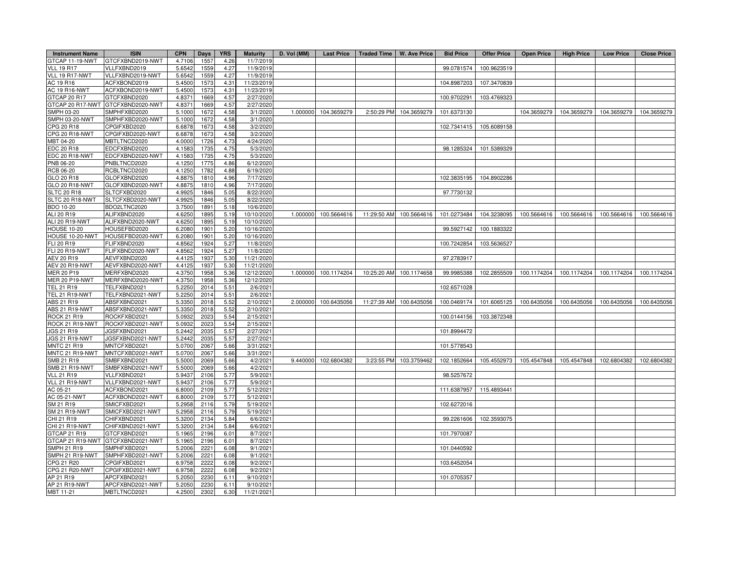| Instrument Name | ISIN | CPN | Days | YRS | Maturity | D. Vol (MM) | Last Price | Traded Time | W. Ave Price | Bid Price | Offer Price | Open Price | High Price | Low Price | Close Price |
|---|---|---|---|---|---|---|---|---|---|---|---|---|---|---|---|
| GTCAP 11-19-NWT | GTCFXBND2019-NWT | 4.7106 | 1557 | 4.26 | 11/7/2019 | | | | | | | | | | |
| VLL 19 R17 | VLLFXBND2019 | 5.6542 | 1559 | 4.27 | 11/9/2019 | | | | | 99.0781574 | 100.9623519 | | | | |
| VLL 19 R17-NWT | VLLFXBND2019-NWT | 5.6542 | 1559 | 4.27 | 11/9/2019 | | | | | | | | | | |
| AC 19 R16 | ACFXBOND2019 | 5.4500 | 1573 | 4.31 | 11/23/2019 | | | | | 104.8987203 | 107.3470839 | | | | |
| AC 19 R16-NWT | ACFXBOND2019-NWT | 5.4500 | 1573 | 4.31 | 11/23/2019 | | | | | | | | | | |
| GTCAP 20 R17 | GTCFXBND2020 | 4.8371 | 1669 | 4.57 | 2/27/2020 | | | | | 100.9702291 | 103.4769323 | | | | |
| GTCAP 20 R17-NWT | GTCFXBND2020-NWT | 4.8371 | 1669 | 4.57 | 2/27/2020 | | | | | | | | | | |
| SMPH 03-20 | SMPHFXBD2020 | 5.1000 | 1672 | 4.58 | 3/1/2020 | 1.000000 | 104.3659279 | 2:50:29 PM | 104.3659279 | 101.6373130 | | 104.3659279 | 104.3659279 | 104.3659279 | 104.3659279 |
| SMPH 03-20-NWT | SMPHFXBD2020-NWT | 5.1000 | 1672 | 4.58 | 3/1/2020 | | | | | | | | | | |
| CPG 20 R18 | CPGIFXBD2020 | 6.6878 | 1673 | 4.58 | 3/2/2020 | | | | | 102.7341415 | 105.6089158 | | | | |
| CPG 20 R18-NWT | CPGIFXBD2020-NWT | 6.6878 | 1673 | 4.58 | 3/2/2020 | | | | | | | | | | |
| MBT 04-20 | MBTLTNCD2020 | 4.0000 | 1726 | 4.73 | 4/24/2020 | | | | | | | | | | |
| EDC 20 R18 | EDCFXBND2020 | 4.1583 | 1735 | 4.75 | 5/3/2020 | | | | | 98.1285324 | 101.5389329 | | | | |
| EDC 20 R18-NWT | EDCFXBND2020-NWT | 4.1583 | 1735 | 4.75 | 5/3/2020 | | | | | | | | | | |
| PNB 06-20 | PNBLTNCD2020 | 4.1250 | 1775 | 4.86 | 6/12/2020 | | | | | | | | | | |
| RCB 06-20 | RCBLTNCD2020 | 4.1250 | 1782 | 4.88 | 6/19/2020 | | | | | | | | | | |
| GLO 20 R18 | GLOFXBND2020 | 4.8875 | 1810 | 4.96 | 7/17/2020 | | | | | 102.3835195 | 104.8902286 | | | | |
| GLO 20 R18-NWT | GLOFXBND2020-NWT | 4.8875 | 1810 | 4.96 | 7/17/2020 | | | | | | | | | | |
| SLTC 20 R18 | SLTCFXBD2020 | 4.9925 | 1846 | 5.05 | 8/22/2020 | | | | | 97.7730132 | | | | | |
| SLTC 20 R18-NWT | SLTCFXBD2020-NWT | 4.9925 | 1846 | 5.05 | 8/22/2020 | | | | | | | | | | |
| BDO 10-20 | BDO2LTNC2020 | 3.7500 | 1891 | 5.18 | 10/6/2020 | | | | | | | | | | |
| ALI 20 R19 | ALIFXBND2020 | 4.6250 | 1895 | 5.19 | 10/10/2020 | 1.000000 | 100.5664616 | 11:29:50 AM | 100.5664616 | 101.0273484 | 104.3238095 | 100.5664616 | 100.5664616 | 100.5664616 | 100.5664616 |
| ALI 20 R19-NWT | ALIFXBND2020-NWT | 4.6250 | 1895 | 5.19 | 10/10/2020 | | | | | | | | | | |
| HOUSE 10-20 | HOUSEFBD2020 | 6.2080 | 1901 | 5.20 | 10/16/2020 | | | | | 99.5927142 | 100.1883322 | | | | |
| HOUSE 10-20-NWT | HOUSEFBD2020-NWT | 6.2080 | 1901 | 5.20 | 10/16/2020 | | | | | | | | | | |
| FLI 20 R19 | FLIFXBND2020 | 4.8562 | 1924 | 5.27 | 11/8/2020 | | | | | 100.7242854 | 103.5636527 | | | | |
| FLI 20 R19-NWT | FLIFXBND2020-NWT | 4.8562 | 1924 | 5.27 | 11/8/2020 | | | | | | | | | | |
| AEV 20 R19 | AEVFXBND2020 | 4.4125 | 1937 | 5.30 | 11/21/2020 | | | | | 97.2783917 | | | | | |
| AEV 20 R19-NWT | AEVFXBND2020-NWT | 4.4125 | 1937 | 5.30 | 11/21/2020 | | | | | | | | | | |
| MER 20 P19 | MERFXBND2020 | 4.3750 | 1958 | 5.36 | 12/12/2020 | 1.000000 | 100.1174204 | 10:25:20 AM | 100.1174658 | 99.9985388 | 102.2855509 | 100.1174204 | 100.1174204 | 100.1174204 | 100.1174204 |
| MER 20 P19-NWT | MERFXBND2020-NWT | 4.3750 | 1958 | 5.36 | 12/12/2020 | | | | | | | | | | |
| TEL 21 R19 | TELFXBND2021 | 5.2250 | 2014 | 5.51 | 2/6/2021 | | | | | 102.6571028 | | | | | |
| TEL 21 R19-NWT | TELFXBND2021-NWT | 5.2250 | 2014 | 5.51 | 2/6/2021 | | | | | | | | | | |
| ABS 21 R19 | ABSFXBND2021 | 5.3350 | 2018 | 5.52 | 2/10/2021 | 2.000000 | 100.6435056 | 11:27:39 AM | 100.6435056 | 100.0469174 | 101.6065125 | 100.6435056 | 100.6435056 | 100.6435056 | 100.6435056 |
| ABS 21 R19-NWT | ABSFXBND2021-NWT | 5.3350 | 2018 | 5.52 | 2/10/2021 | | | | | | | | | | |
| ROCK 21 R19 | ROCKFXBD2021 | 5.0932 | 2023 | 5.54 | 2/15/2021 | | | | | 100.0144156 | 103.3872348 | | | | |
| ROCK 21 R19-NWT | ROCKFXBD2021-NWT | 5.0932 | 2023 | 5.54 | 2/15/2021 | | | | | | | | | | |
| JGS 21 R19 | JGSFXBND2021 | 5.2442 | 2035 | 5.57 | 2/27/2021 | | | | | 101.8994472 | | | | | |
| JGS 21 R19-NWT | JGSFXBND2021-NWT | 5.2442 | 2035 | 5.57 | 2/27/2021 | | | | | | | | | | |
| MNTC 21 R19 | MNTCFXBD2021 | 5.0700 | 2067 | 5.66 | 3/31/2021 | | | | | 101.5778543 | | | | | |
| MNTC 21 R19-NWT | MNTCFXBD2021-NWT | 5.0700 | 2067 | 5.66 | 3/31/2021 | | | | | | | | | | |
| SMB 21 R19 | SMBFXBND2021 | 5.5000 | 2069 | 5.66 | 4/2/2021 | 9.440000 | 102.6804382 | 3:23:55 PM | 103.3759462 | 102.1852664 | 105.4552973 | 105.4547848 | 105.4547848 | 102.6804382 | 102.6804382 |
| SMB 21 R19-NWT | SMBFXBND2021-NWT | 5.5000 | 2069 | 5.66 | 4/2/2021 | | | | | | | | | | |
| VLL 21 R19 | VLLFXBND2021 | 5.9437 | 2106 | 5.77 | 5/9/2021 | | | | | 98.5257672 | | | | | |
| VLL 21 R19-NWT | VLLFXBND2021-NWT | 5.9437 | 2106 | 5.77 | 5/9/2021 | | | | | | | | | | |
| AC 05-21 | ACFXBOND2021 | 6.8000 | 2109 | 5.77 | 5/12/2021 | | | | | 111.6387957 | 115.4893441 | | | | |
| AC 05-21-NWT | ACFXBOND2021-NWT | 6.8000 | 2109 | 5.77 | 5/12/2021 | | | | | | | | | | |
| SM 21 R19 | SMICFXBD2021 | 5.2958 | 2116 | 5.79 | 5/19/2021 | | | | | 102.6272016 | | | | | |
| SM 21 R19-NWT | SMICFXBD2021-NWT | 5.2958 | 2116 | 5.79 | 5/19/2021 | | | | | | | | | | |
| CHI 21 R19 | CHIFXBND2021 | 5.3200 | 2134 | 5.84 | 6/6/2021 | | | | | 99.2261606 | 102.3593075 | | | | |
| CHI 21 R19-NWT | CHIFXBND2021-NWT | 5.3200 | 2134 | 5.84 | 6/6/2021 | | | | | | | | | | |
| GTCAP 21 R19 | GTCFXBND2021 | 5.1965 | 2196 | 6.01 | 8/7/2021 | | | | | 101.7970087 | | | | | |
| GTCAP 21 R19-NWT | GTCFXBND2021-NWT | 5.1965 | 2196 | 6.01 | 8/7/2021 | | | | | | | | | | |
| SMPH 21 R19 | SMPHFXBD2021 | 5.2006 | 2221 | 6.08 | 9/1/2021 | | | | | 101.0440592 | | | | | |
| SMPH 21 R19-NWT | SMPHFXBD2021-NWT | 5.2006 | 2221 | 6.08 | 9/1/2021 | | | | | | | | | | |
| CPG 21 R20 | CPGIFXBD2021 | 6.9758 | 2222 | 6.08 | 9/2/2021 | | | | | 103.6452054 | | | | | |
| CPG 21 R20-NWT | CPGIFXBD2021-NWT | 6.9758 | 2222 | 6.08 | 9/2/2021 | | | | | | | | | | |
| AP 21 R19 | APCFXBND2021 | 5.2050 | 2230 | 6.11 | 9/10/2021 | | | | | 101.0705357 | | | | | |
| AP 21 R19-NWT | APCFXBND2021-NWT | 5.2050 | 2230 | 6.11 | 9/10/2021 | | | | | | | | | | |
| MBT 11-21 | MBTLTNCD2021 | 4.2500 | 2302 | 6.30 | 11/21/2021 | | | | | | | | | | |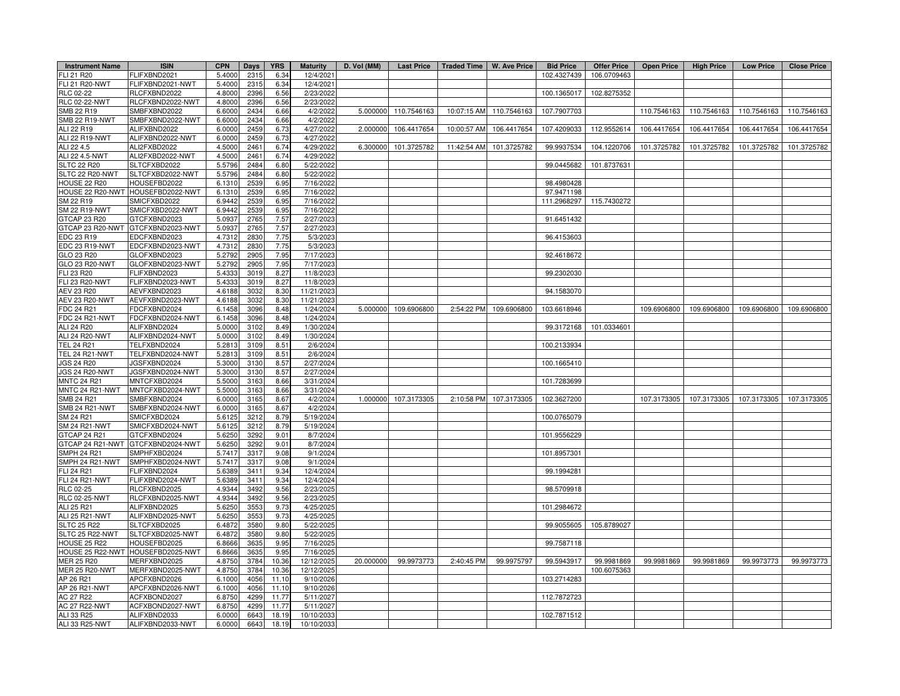| Instrument Name | ISIN | CPN | Days | YRS | Maturity | D. Vol (MM) | Last Price | Traded Time | W. Ave Price | Bid Price | Offer Price | Open Price | High Price | Low Price | Close Price |
|---|---|---|---|---|---|---|---|---|---|---|---|---|---|---|---|
| FLI 21 R20 | FLIFXBND2021 | 5.4000 | 2315 | 6.34 | 12/4/2021 | | | | | 102.4327439 | 106.0709463 | | | | |
| FLI 21 R20-NWT | FLIFXBND2021-NWT | 5.4000 | 2315 | 6.34 | 12/4/2021 | | | | | | | | | | |
| RLC 02-22 | RLCFXBND2022 | 4.8000 | 2396 | 6.56 | 2/23/2022 | | | | | 100.1365017 | 102.8275352 | | | | |
| RLC 02-22-NWT | RLCFXBND2022-NWT | 4.8000 | 2396 | 6.56 | 2/23/2022 | | | | | | | | | | |
| SMB 22 R19 | SMBFXBND2022 | 6.6000 | 2434 | 6.66 | 4/2/2022 | 5.000000 | 110.7546163 | 10:07:15 AM | 110.7546163 | 107.7907703 | | 110.7546163 | 110.7546163 | 110.7546163 | 110.7546163 |
| SMB 22 R19-NWT | SMBFXBND2022-NWT | 6.6000 | 2434 | 6.66 | 4/2/2022 | | | | | | | | | | |
| ALI 22 R19 | ALIFXBND2022 | 6.0000 | 2459 | 6.73 | 4/27/2022 | 2.000000 | 106.4417654 | 10:00:57 AM | 106.4417654 | 107.4209033 | 112.9552614 | 106.4417654 | 106.4417654 | 106.4417654 | 106.4417654 |
| ALI 22 R19-NWT | ALIFXBND2022-NWT | 6.0000 | 2459 | 6.73 | 4/27/2022 | | | | | | | | | | |
| ALI 22 4.5 | ALI2FXBD2022 | 4.5000 | 2461 | 6.74 | 4/29/2022 | 6.300000 | 101.3725782 | 11:42:54 AM | 101.3725782 | 99.9937534 | 104.1220706 | 101.3725782 | 101.3725782 | 101.3725782 | 101.3725782 |
| ALI 22 4.5-NWT | ALI2FXBD2022-NWT | 4.5000 | 2461 | 6.74 | 4/29/2022 | | | | | | | | | | |
| SLTC 22 R20 | SLTCFXBD2022 | 5.5796 | 2484 | 6.80 | 5/22/2022 | | | | | 99.0445682 | 101.8737631 | | | | |
| SLTC 22 R20-NWT | SLTCFXBD2022-NWT | 5.5796 | 2484 | 6.80 | 5/22/2022 | | | | | | | | | | |
| HOUSE 22 R20 | HOUSEFBD2022 | 6.1310 | 2539 | 6.95 | 7/16/2022 | | | | | 98.4980428 | | | | | |
| HOUSE 22 R20-NWT | HOUSEFBD2022-NWT | 6.1310 | 2539 | 6.95 | 7/16/2022 | | | | | 97.9471198 | | | | | |
| SM 22 R19 | SMICFXBD2022 | 6.9442 | 2539 | 6.95 | 7/16/2022 | | | | | 111.2968297 | 115.7430272 | | | | |
| SM 22 R19-NWT | SMICFXBD2022-NWT | 6.9442 | 2539 | 6.95 | 7/16/2022 | | | | | | | | | | |
| GTCAP 23 R20 | GTCFXBND2023 | 5.0937 | 2765 | 7.57 | 2/27/2023 | | | | | 91.6451432 | | | | | |
| GTCAP 23 R20-NWT | GTCFXBND2023-NWT | 5.0937 | 2765 | 7.57 | 2/27/2023 | | | | | | | | | | |
| EDC 23 R19 | EDCFXBND2023 | 4.7312 | 2830 | 7.75 | 5/3/2023 | | | | | 96.4153603 | | | | | |
| EDC 23 R19-NWT | EDCFXBND2023-NWT | 4.7312 | 2830 | 7.75 | 5/3/2023 | | | | | | | | | | |
| GLO 23 R20 | GLOFXBND2023 | 5.2792 | 2905 | 7.95 | 7/17/2023 | | | | | 92.4618672 | | | | | |
| GLO 23 R20-NWT | GLOFXBND2023-NWT | 5.2792 | 2905 | 7.95 | 7/17/2023 | | | | | | | | | | |
| FLI 23 R20 | FLIFXBND2023 | 5.4333 | 3019 | 8.27 | 11/8/2023 | | | | | 99.2302030 | | | | | |
| FLI 23 R20-NWT | FLIFXBND2023-NWT | 5.4333 | 3019 | 8.27 | 11/8/2023 | | | | | | | | | | |
| AEV 23 R20 | AEVFXBND2023 | 4.6188 | 3032 | 8.30 | 11/21/2023 | | | | | 94.1583070 | | | | | |
| AEV 23 R20-NWT | AEVFXBND2023-NWT | 4.6188 | 3032 | 8.30 | 11/21/2023 | | | | | | | | | | |
| FDC 24 R21 | FDCFXBND2024 | 6.1458 | 3096 | 8.48 | 1/24/2024 | 5.000000 | 109.6906800 | 2:54:22 PM | 109.6906800 | 103.6618946 | | 109.6906800 | 109.6906800 | 109.6906800 | 109.6906800 |
| FDC 24 R21-NWT | FDCFXBND2024-NWT | 6.1458 | 3096 | 8.48 | 1/24/2024 | | | | | | | | | | |
| ALI 24 R20 | ALIFXBND2024 | 5.0000 | 3102 | 8.49 | 1/30/2024 | | | | | 99.3172168 | 101.0334601 | | | | |
| ALI 24 R20-NWT | ALIFXBND2024-NWT | 5.0000 | 3102 | 8.49 | 1/30/2024 | | | | | | | | | | |
| TEL 24 R21 | TELFXBND2024 | 5.2813 | 3109 | 8.51 | 2/6/2024 | | | | | 100.2133934 | | | | | |
| TEL 24 R21-NWT | TELFXBND2024-NWT | 5.2813 | 3109 | 8.51 | 2/6/2024 | | | | | | | | | | |
| JGS 24 R20 | JGSFXBND2024 | 5.3000 | 3130 | 8.57 | 2/27/2024 | | | | | 100.1665410 | | | | | |
| JGS 24 R20-NWT | JGSFXBND2024-NWT | 5.3000 | 3130 | 8.57 | 2/27/2024 | | | | | | | | | | |
| MNTC 24 R21 | MNTCFXBD2024 | 5.5000 | 3163 | 8.66 | 3/31/2024 | | | | | 101.7283699 | | | | | |
| MNTC 24 R21-NWT | MNTCFXBD2024-NWT | 5.5000 | 3163 | 8.66 | 3/31/2024 | | | | | | | | | | |
| SMB 24 R21 | SMBFXBND2024 | 6.0000 | 3165 | 8.67 | 4/2/2024 | 1.000000 | 107.3173305 | 2:10:58 PM | 107.3173305 | 102.3627200 | | 107.3173305 | 107.3173305 | 107.3173305 | 107.3173305 |
| SMB 24 R21-NWT | SMBFXBND2024-NWT | 6.0000 | 3165 | 8.67 | 4/2/2024 | | | | | | | | | | |
| SM 24 R21 | SMICFXBD2024 | 5.6125 | 3212 | 8.79 | 5/19/2024 | | | | | 100.0765079 | | | | | |
| SM 24 R21-NWT | SMICFXBD2024-NWT | 5.6125 | 3212 | 8.79 | 5/19/2024 | | | | | | | | | | |
| GTCAP 24 R21 | GTCFXBND2024 | 5.6250 | 3292 | 9.01 | 8/7/2024 | | | | | 101.9556229 | | | | | |
| GTCAP 24 R21-NWT | GTCFXBND2024-NWT | 5.6250 | 3292 | 9.01 | 8/7/2024 | | | | | | | | | | |
| SMPH 24 R21 | SMPHFXBD2024 | 5.7417 | 3317 | 9.08 | 9/1/2024 | | | | | 101.8957301 | | | | | |
| SMPH 24 R21-NWT | SMPHFXBD2024-NWT | 5.7417 | 3317 | 9.08 | 9/1/2024 | | | | | | | | | | |
| FLI 24 R21 | FLIFXBND2024 | 5.6389 | 3411 | 9.34 | 12/4/2024 | | | | | 99.1994281 | | | | | |
| FLI 24 R21-NWT | FLIFXBND2024-NWT | 5.6389 | 3411 | 9.34 | 12/4/2024 | | | | | | | | | | |
| RLC 02-25 | RLCFXBND2025 | 4.9344 | 3492 | 9.56 | 2/23/2025 | | | | | 98.5709918 | | | | | |
| RLC 02-25-NWT | RLCFXBND2025-NWT | 4.9344 | 3492 | 9.56 | 2/23/2025 | | | | | | | | | | |
| ALI 25 R21 | ALIFXBND2025 | 5.6250 | 3553 | 9.73 | 4/25/2025 | | | | | 101.2984672 | | | | | |
| ALI 25 R21-NWT | ALIFXBND2025-NWT | 5.6250 | 3553 | 9.73 | 4/25/2025 | | | | | | | | | | |
| SLTC 25 R22 | SLTCFXBD2025 | 6.4872 | 3580 | 9.80 | 5/22/2025 | | | | | 99.9055605 | 105.8789027 | | | | |
| SLTC 25 R22-NWT | SLTCFXBD2025-NWT | 6.4872 | 3580 | 9.80 | 5/22/2025 | | | | | | | | | | |
| HOUSE 25 R22 | HOUSEFBD2025 | 6.8666 | 3635 | 9.95 | 7/16/2025 | | | | | 99.7587118 | | | | | |
| HOUSE 25 R22-NWT | HOUSEFBD2025-NWT | 6.8666 | 3635 | 9.95 | 7/16/2025 | | | | | | | | | | |
| MER 25 R20 | MERFXBND2025 | 4.8750 | 3784 | 10.36 | 12/12/2025 | 20.000000 | 99.9973773 | 2:40:45 PM | 99.9975797 | 99.5943917 | 99.9981869 | 99.9981869 | 99.9981869 | 99.9973773 | 99.9973773 |
| MER 25 R20-NWT | MERFXBND2025-NWT | 4.8750 | 3784 | 10.36 | 12/12/2025 | | | | | | 100.6075363 | | | | |
| AP 26 R21 | APCFXBND2026 | 6.1000 | 4056 | 11.10 | 9/10/2026 | | | | | 103.2714283 | | | | | |
| AP 26 R21-NWT | APCFXBND2026-NWT | 6.1000 | 4056 | 11.10 | 9/10/2026 | | | | | | | | | | |
| AC 27 R22 | ACFXBOND2027 | 6.8750 | 4299 | 11.77 | 5/11/2027 | | | | | 112.7872723 | | | | | |
| AC 27 R22-NWT | ACFXBOND2027-NWT | 6.8750 | 4299 | 11.77 | 5/11/2027 | | | | | | | | | | |
| ALI 33 R25 | ALIFXBND2033 | 6.0000 | 6643 | 18.19 | 10/10/2033 | | | | | 102.7871512 | | | | | |
| ALI 33 R25-NWT | ALIFXBND2033-NWT | 6.0000 | 6643 | 18.19 | 10/10/2033 | | | | | | | | | | |